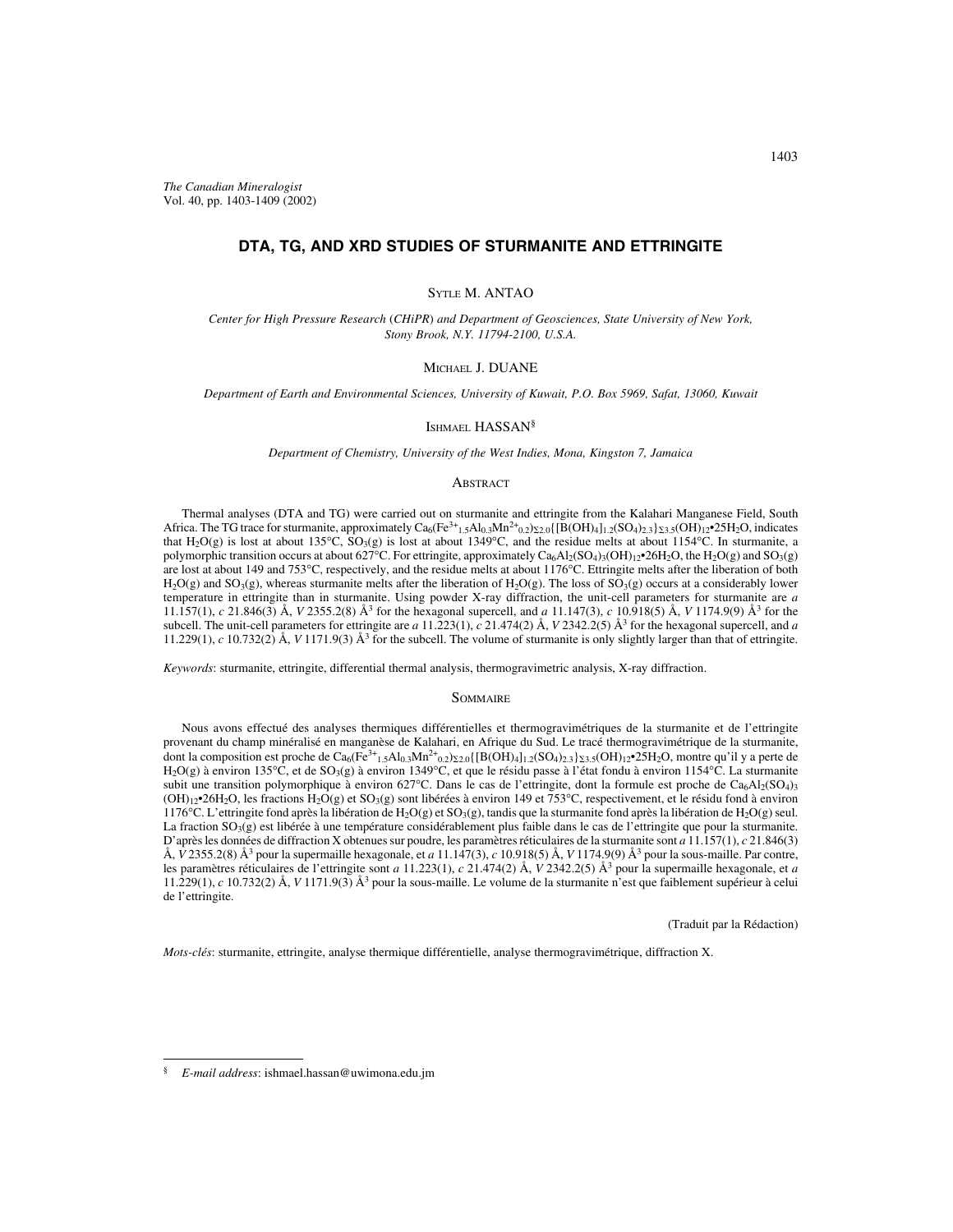# DTA, TG, AND XRD STUDIES OF STURMANITE AND ETTRINGITE

SYTLE M. ANTAO

*Center for High Pressure Research (CHiPR) and Department of Geosciences, State University of New York, Stony Brook, N.Y. 11794-2100, U.S.A.*

MICHAEL J. DUANE

*Department of Earth and Environmental Sciences, University of Kuwait, P.O. Box 5969, Safat, 13060, Kuwait*

ISHMAEL HASSAN[§]

*Department of Chemistry, University of the West Indies, Mona, Kingston 7, Jamaica*

## ABSTRACT

Thermal analyses (DTA and TG) were carried out on sturmanite and ettringite from the Kalahari Manganese Field, South Africa. The TG trace for sturmanite, approximately $Ca_6(Fe^{3+}_{1.5}Al_{0.3}Mn^{2+}_{0.2})_{\Sigma 2.0}\{[B(OH)_4]_{1.2}(SO_4)_{2.3}\}_{\Sigma 3.5}(OH)_{12}{\bullet}25H_2O$, indicates that $H_2O(g)$ is lost at about 135°C, $SO_3(g)$ is lost at about 1349°C, and the residue melts at about 1154°C. In sturmanite, a polymorphic transition occurs at about 627°C. For ettringite, approximately $Ca_6Al_2(SO_4)_3(OH)_{12}{\bullet}26H_2O$, the $H_2O(g)$ and $SO_3(g)$ are lost at about 149 and 753°C, respectively, and the residue melts at about 1176°C. Ettringite melts after the liberation of both $H_2O(g)$ and $SO_3(g)$, whereas sturmanite melts after the liberation of $H_2O(g)$. The loss of $SO_3(g)$ occurs at a considerably lower temperature in ettringite than in sturmanite. Using powder X-ray diffraction, the unit-cell parameters for sturmanite are *a* 11.157(1), *c* 21.846(3) Å, *V* 2355.2(8) Å$^3$ for the hexagonal supercell, and *a* 11.147(3), *c* 10.918(5) Å, *V* 1174.9(9) Å$^3$ for the subcell. The unit-cell parameters for ettringite are *a* 11.223(1), *c* 21.474(2) Å, *V* 2342.2(5) Å$^3$ for the hexagonal supercell, and *a* 11.229(1), *c* 10.732(2) Å, *V* 1171.9(3) Å$^3$ for the subcell. The volume of sturmanite is only slightly larger than that of ettringite.

*Keywords*: sturmanite, ettringite, differential thermal analysis, thermogravimetric analysis, X-ray diffraction.

## SOMMAIRE

Nous avons effectué des analyses thermiques différentielles et thermogravimétriques de la sturmanite et de l'ettringite provenant du champ minéralisé en manganèse de Kalahari, en Afrique du Sud. Le tracé thermogravimétrique de la sturmanite, dont la composition est proche de $Ca_6(Fe^{3+}_{1.5}Al_{0.3}Mn^{2+}_{0.2})_{\Sigma 2.0}\{[B(OH)_4]_{1.2}(SO_4)_{2.3}\}_{\Sigma 3.5}(OH)_{12}{\bullet}25H_2O$, montre qu'il y a perte de $H_2O(g)$ à environ 135°C, et de $SO_3(g)$ à environ 1349°C, et que le résidu passe à l'état fondu à environ 1154°C. La sturmanite subit une transition polymorphique à environ 627°C. Dans le cas de l'ettringite, dont la formule est proche de $Ca_6Al_2(SO_4)_3(OH)_{12}{\bullet}26H_2O$, les fractions $H_2O(g)$ et $SO_3(g)$ sont libérées à environ 149 et 753°C, respectivement, et le résidu fond à environ 1176°C. L'ettringite fond après la libération de $H_2O(g)$ et $SO_3(g)$, tandis que la sturmanite fond après la libération de $H_2O(g)$ seul. La fraction $SO_3(g)$ est libérée à une température considérablement plus faible dans le cas de l'ettringite que pour la sturmanite. D'après les données de diffraction X obtenues sur poudre, les paramètres réticulaires de la sturmanite sont *a* 11.157(1), *c* 21.846(3) Å, *V* 2355.2(8) Å$^3$ pour la supermaille hexagonale, et *a* 11.147(3), *c* 10.918(5) Å, *V* 1174.9(9) Å$^3$ pour la sous-maille. Par contre, les paramètres réticulaires de l'ettringite sont *a* 11.223(1), *c* 21.474(2) Å, *V* 2342.2(5) Å$^3$ pour la supermaille hexagonale, et *a* 11.229(1), *c* 10.732(2) Å, *V* 1171.9(3) Å$^3$ pour la sous-maille. Le volume de la sturmanite n'est que faiblement supérieur à celui de l'ettringite.

(Traduit par la Rédaction)

*Mots-clés*: sturmanite, ettringite, analyse thermique différentielle, analyse thermogravimétrique, diffraction X.

---

[§] *E-mail address*: ishmael.hassan@uwimona.edu.jm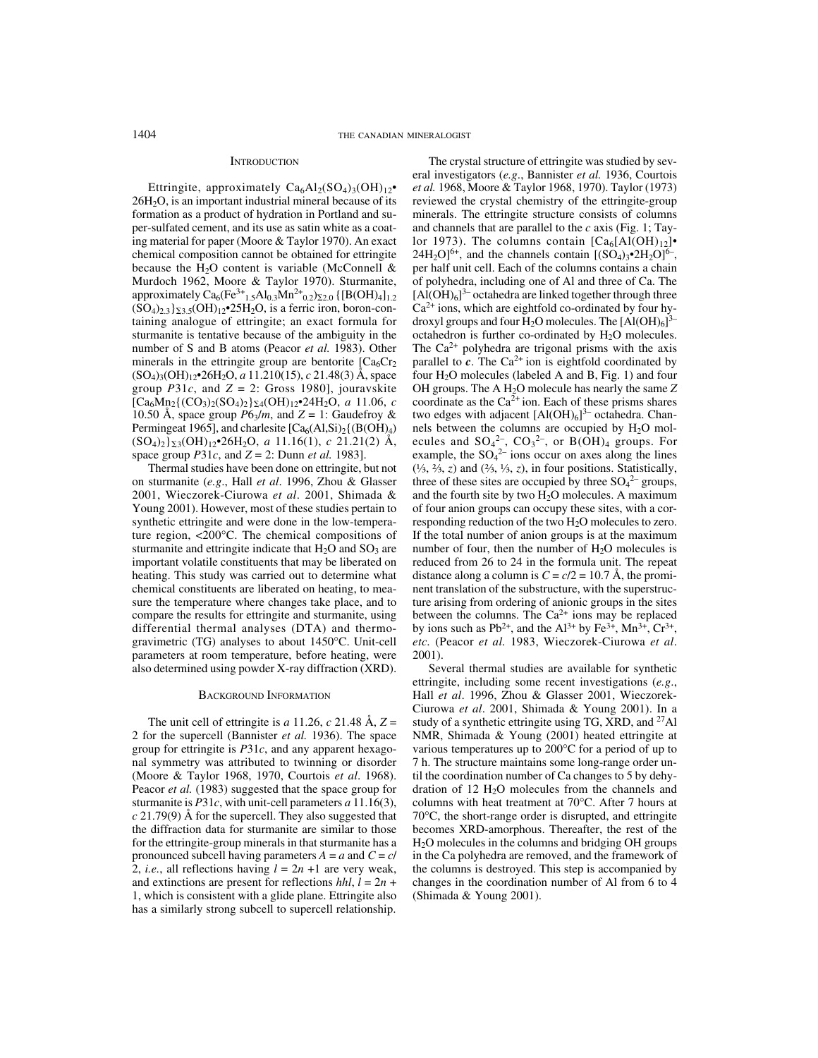## Introduction

Ettringite, approximately $Ca_6Al_2(SO_4)_3(OH)_{12}\bullet26H_2O$, is an important industrial mineral because of its formation as a product of hydration in Portland and super-sulfated cement, and its use as satin white as a coating material for paper (Moore & Taylor 1970). An exact chemical composition cannot be obtained for ettringite because the $H_2O$ content is variable (McConnell & Murdoch 1962, Moore & Taylor 1970). Sturmanite, approximately $Ca_6(Fe^{3+}_{1.5}Al_{0.3}Mn^{2+}_{0.2})_{\Sigma2.0}\{[B(OH)_4]_{1.2}(SO_4)_{2.3}\}_{\Sigma3.5}(OH)_{12}\bullet25H_2O$, is a ferric iron, boron-containing analogue of ettringite; an exact formula for sturmanite is tentative because of the ambiguity in the number of S and B atoms (Peacor *et al.* 1983). Other minerals in the ettringite group are bentorite [$Ca_6Cr_2(SO_4)_3(OH)_{12}\bullet26H_2O$, *a* 11.210(15), *c* 21.48(3) Å, space group *P*31*c*, and *Z* = 2: Gross 1980], jouravskite [$Ca_6Mn_2\{(CO_3)_2(SO_4)_2\}_{\Sigma4}(OH)_{12}\bullet24H_2O$, *a* 11.06, *c* 10.50 Å, space group $P6_3/m$, and *Z* = 1: Gaudefroy & Permingeat 1965], and charlesite [$Ca_6(Al,Si)_2\{(B(OH)_4)(SO_4)_2\}_{\Sigma3}(OH)_{12}\bullet26H_2O$, *a* 11.16(1), *c* 21.21(2) Å, space group *P*31*c*, and *Z* = 2: Dunn *et al.* 1983].

Thermal studies have been done on ettringite, but not on sturmanite (*e.g.*, Hall *et al*. 1996, Zhou & Glasser 2001, Wieczorek-Ciurowa *et al*. 2001, Shimada & Young 2001). However, most of these studies pertain to synthetic ettringite and were done in the low-temperature region, <200°C. The chemical compositions of sturmanite and ettringite indicate that $H_2O$ and $SO_3$ are important volatile constituents that may be liberated on heating. This study was carried out to determine what chemical constituents are liberated on heating, to measure the temperature where changes take place, and to compare the results for ettringite and sturmanite, using differential thermal analyses (DTA) and thermogravimetric (TG) analyses to about 1450°C. Unit-cell parameters at room temperature, before heating, were also determined using powder X-ray diffraction (XRD).

## Background Information

The unit cell of ettringite is *a* 11.26, *c* 21.48 Å, *Z* = 2 for the supercell (Bannister *et al.* 1936). The space group for ettringite is *P*31*c*, and any apparent hexagonal symmetry was attributed to twinning or disorder (Moore & Taylor 1968, 1970, Courtois *et al*. 1968). Peacor *et al.* (1983) suggested that the space group for sturmanite is *P*31*c*, with unit-cell parameters *a* 11.16(3), *c* 21.79(9) Å for the supercell. They also suggested that the diffraction data for sturmanite are similar to those for the ettringite-group minerals in that sturmanite has a pronounced subcell having parameters *A* = *a* and *C* = *c*/2, *i.e.*, all reflections having *l* = 2*n* +1 are very weak, and extinctions are present for reflections *hhl*, *l* = 2*n* + 1, which is consistent with a glide plane. Ettringite also has a similarly strong subcell to supercell relationship.

The crystal structure of ettringite was studied by several investigators (*e.g.*, Bannister *et al.* 1936, Courtois *et al.* 1968, Moore & Taylor 1968, 1970). Taylor (1973) reviewed the crystal chemistry of the ettringite-group minerals. The ettringite structure consists of columns and channels that are parallel to the *c* axis (Fig. 1; Taylor 1973). The columns contain $[Ca_6[Al(OH)_{12}]\bullet24H_2O]^{6+}$, and the channels contain $[(SO_4)_3\bullet2H_2O]^{6-}$, per half unit cell. Each of the columns contains a chain of polyhedra, including one of Al and three of Ca. The $[Al(OH)_6]^{3-}$ octahedra are linked together through three $Ca^{2+}$ ions, which are eightfold co-ordinated by four hydroxyl groups and four $H_2O$ molecules. The $[Al(OH)_6]^{3-}$ octahedron is further co-ordinated by $H_2O$ molecules. The $Ca^{2+}$ polyhedra are trigonal prisms with the axis parallel to ***c***. The $Ca^{2+}$ ion is eightfold coordinated by four $H_2O$ molecules (labeled A and B, Fig. 1) and four OH groups. The A $H_2O$ molecule has nearly the same *Z* coordinate as the $Ca^{2+}$ ion. Each of these prisms shares two edges with adjacent $[Al(OH)_6]^{3-}$ octahedra. Channels between the columns are occupied by $H_2O$ molecules and $SO_4^{2-}$, $CO_3^{2-}$, or $B(OH)_4$ groups. For example, the $SO_4^{2-}$ ions occur on axes along the lines (⅓, ⅔, *z*) and (⅔, ⅓, *z*), in four positions. Statistically, three of these sites are occupied by three $SO_4^{2-}$ groups, and the fourth site by two $H_2O$ molecules. A maximum of four anion groups can occupy these sites, with a corresponding reduction of the two $H_2O$ molecules to zero. If the total number of anion groups is at the maximum number of four, then the number of $H_2O$ molecules is reduced from 26 to 24 in the formula unit. The repeat distance along a column is *C* = *c*/2 = 10.7 Å, the prominent translation of the substructure, with the superstructure arising from ordering of anionic groups in the sites between the columns. The $Ca^{2+}$ ions may be replaced by ions such as $Pb^{2+}$, and the $Al^{3+}$ by $Fe^{3+}$, $Mn^{3+}$, $Cr^{3+}$, *etc.* (Peacor *et al.* 1983, Wieczorek-Ciurowa *et al*. 2001).

Several thermal studies are available for synthetic ettringite, including some recent investigations (*e.g.*, Hall *et al*. 1996, Zhou & Glasser 2001, Wieczorek-Ciurowa *et al*. 2001, Shimada & Young 2001). In a study of a synthetic ettringite using TG, XRD, and $^{27}Al$ NMR, Shimada & Young (2001) heated ettringite at various temperatures up to 200°C for a period of up to 7 h. The structure maintains some long-range order until the coordination number of Ca changes to 5 by dehydration of 12 $H_2O$ molecules from the channels and columns with heat treatment at 70°C. After 7 hours at 70°C, the short-range order is disrupted, and ettringite becomes XRD-amorphous. Thereafter, the rest of the $H_2O$ molecules in the columns and bridging OH groups in the Ca polyhedra are removed, and the framework of the columns is destroyed. This step is accompanied by changes in the coordination number of Al from 6 to 4 (Shimada & Young 2001).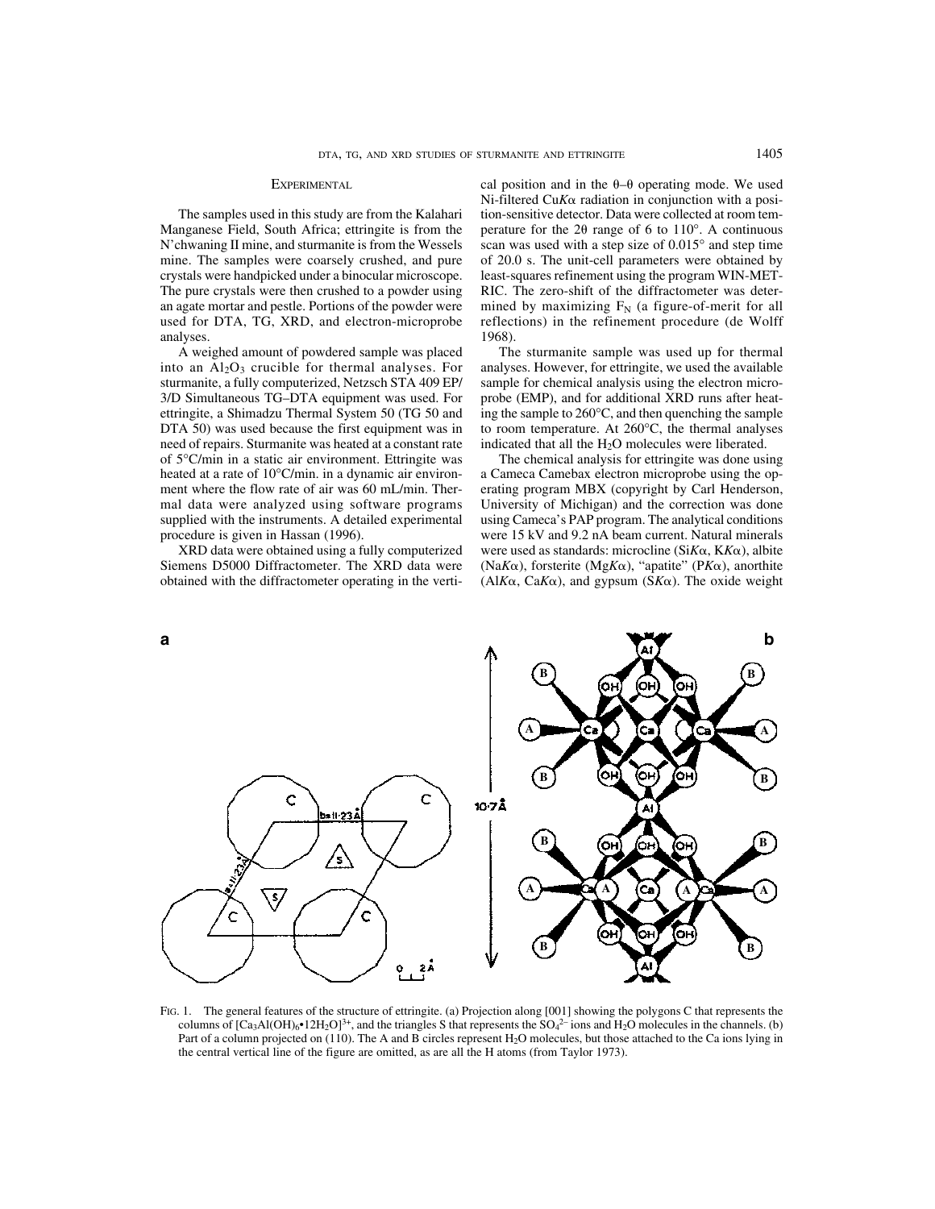## Experimental

The samples used in this study are from the Kalahari Manganese Field, South Africa; ettringite is from the N'chwaning II mine, and sturmanite is from the Wessels mine. The samples were coarsely crushed, and pure crystals were handpicked under a binocular microscope. The pure crystals were then crushed to a powder using an agate mortar and pestle. Portions of the powder were used for DTA, TG, XRD, and electron-microprobe analyses.

A weighed amount of powdered sample was placed into an $Al_2O_3$ crucible for thermal analyses. For sturmanite, a fully computerized, Netzsch STA 409 EP/3/D Simultaneous TG–DTA equipment was used. For ettringite, a Shimadzu Thermal System 50 (TG 50 and DTA 50) was used because the first equipment was in need of repairs. Sturmanite was heated at a constant rate of 5°C/min in a static air environment. Ettringite was heated at a rate of 10°C/min. in a dynamic air environment where the flow rate of air was 60 mL/min. Thermal data were analyzed using software programs supplied with the instruments. A detailed experimental procedure is given in Hassan (1996).

XRD data were obtained using a fully computerized Siemens D5000 Diffractometer. The XRD data were obtained with the diffractometer operating in the vertical position and in the θ–θ operating mode. We used Ni-filtered Cu*K*α radiation in conjunction with a position-sensitive detector. Data were collected at room temperature for the 2θ range of 6 to 110°. A continuous scan was used with a step size of 0.015° and step time of 20.0 s. The unit-cell parameters were obtained by least-squares refinement using the program WIN-METRIC. The zero-shift of the diffractometer was determined by maximizing $F_N$ (a figure-of-merit for all reflections) in the refinement procedure (de Wolff 1968).

The sturmanite sample was used up for thermal analyses. However, for ettringite, we used the available sample for chemical analysis using the electron microprobe (EMP), and for additional XRD runs after heating the sample to 260°C, and then quenching the sample to room temperature. At 260°C, the thermal analyses indicated that all the $H_2O$ molecules were liberated.

The chemical analysis for ettringite was done using a Cameca Camebax electron microprobe using the operating program MBX (copyright by Carl Henderson, University of Michigan) and the correction was done using Cameca's PAP program. The analytical conditions were 15 kV and 9.2 nA beam current. Natural minerals were used as standards: microcline (Si*K*α, K*K*α), albite (Na*K*α), forsterite (Mg*K*α), "apatite" (P*K*α), anorthite (Al*K*α, Ca*K*α), and gypsum (S*K*α). The oxide weight

FIG. 1. The general features of the structure of ettringite. (a) Projection along [001] showing the polygons C that represents the columns of $[Ca_3Al(OH)_6{\bullet}12H_2O]^{3+}$, and the triangles S that represents the $SO_4^{2-}$ ions and $H_2O$ molecules in the channels. (b) Part of a column projected on (110). The A and B circles represent $H_2O$ molecules, but those attached to the Ca ions lying in the central vertical line of the figure are omitted, as are all the H atoms (from Taylor 1973).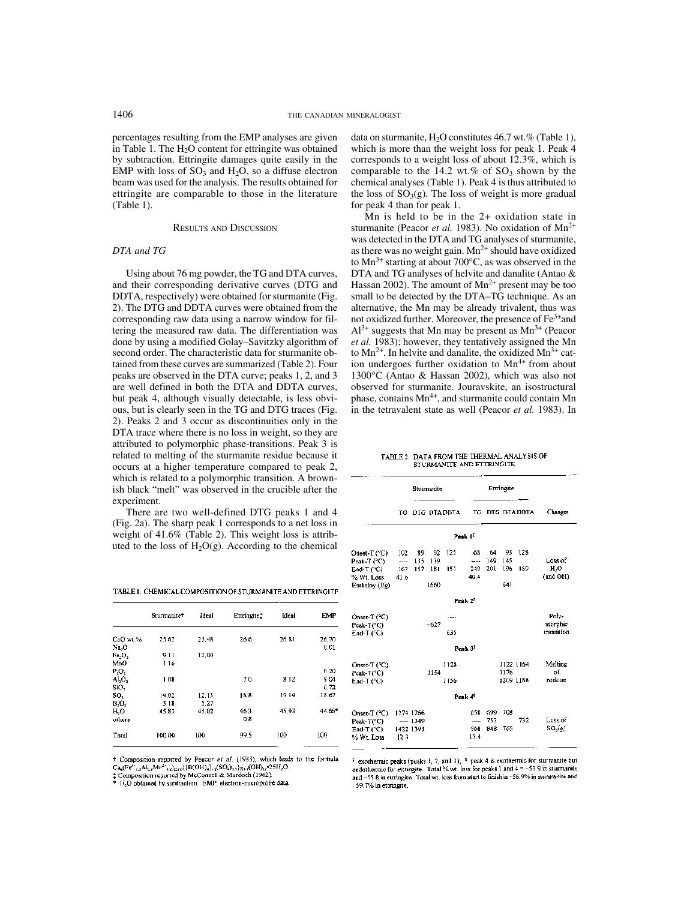percentages resulting from the EMP analyses are given in Table 1. The $H_2O$ content for ettringite was obtained by subtraction. Ettringite damages quite easily in the EMP with loss of $SO_3$ and $H_2O$, so a diffuse electron beam was used for the analysis. The results obtained for ettringite are comparable to those in the literature (Table 1).

## Results and Discussion

### *DTA and TG*

Using about 76 mg powder, the TG and DTA curves, and their corresponding derivative curves (DTG and DDTA, respectively) were obtained for sturmanite (Fig. 2). The DTG and DDTA curves were obtained from the corresponding raw data using a narrow window for filtering the measured raw data. The differentiation was done by using a modified Golay–Savitzky algorithm of second order. The characteristic data for sturmanite obtained from these curves are summarized (Table 2). Four peaks are observed in the DTA curve; peaks 1, 2, and 3 are well defined in both the DTA and DDTA curves, but peak 4, although visually detectable, is less obvious, but is clearly seen in the TG and DTG traces (Fig. 2). Peaks 2 and 3 occur as discontinuities only in the DTA trace where there is no loss in weight, so they are attributed to polymorphic phase-transitions. Peak 3 is related to melting of the sturmanite residue because it occurs at a higher temperature compared to peak 2, which is related to a polymorphic transition. A brownish black "melt" was observed in the crucible after the experiment.

There are two well-defined DTG peaks 1 and 4 (Fig. 2a). The sharp peak 1 corresponds to a net loss in weight of 41.6% (Table 2). This weight loss is attributed to the loss of $H_2O(g)$. According to the chemical data on sturmanite, $H_2O$ constitutes 46.7 wt.% (Table 1), which is more than the weight loss for peak 1. Peak 4 corresponds to a weight loss of about 12.3%, which is comparable to the 14.2 wt.% of $SO_3$ shown by the chemical analyses (Table 1). Peak 4 is thus attributed to the loss of $SO_3(g)$. The loss of weight is more gradual for peak 4 than for peak 1.

Mn is held to be in the 2+ oxidation state in sturmanite (Peacor *et al.* 1983). No oxidation of $Mn^{2+}$ was detected in the DTA and TG analyses of sturmanite, as there was no weight gain. $Mn^{2+}$ should have oxidized to $Mn^{3+}$ starting at about 700°C, as was observed in the DTA and TG analyses of helvite and danalite (Antao & Hassan 2002). The amount of $Mn^{2+}$ present may be too small to be detected by the DTA–TG technique. As an alternative, the Mn may be already trivalent, thus was not oxidized further. Moreover, the presence of $Fe^{3+}$and $Al^{3+}$ suggests that Mn may be present as $Mn^{3+}$ (Peacor *et al.* 1983); however, they tentatively assigned the Mn to $Mn^{2+}$. In helvite and danalite, the oxidized $Mn^{3+}$ cation undergoes further oxidation to $Mn^{4+}$ from about 1300°C (Antao & Hassan 2002), which was also not observed for sturmanite. Jouravskite, an isostructural phase, contains $Mn^{4+}$, and sturmanite could contain Mn in the tetravalent state as well (Peacor *et al.* 1983). In

TABLE 1. CHEMICAL COMPOSITION OF STURMANITE AND ETTRINGITE

| | Sturmanite† | Ideal | Ettringite‡ | Ideal | EMP |
|---|---|---|---|---|---|
| CaO wt.% | 25.62 | 25.48 | 26.6 | 26.81 | 26.70 |
| $Na_2O$ | | | | | 0.01 |
| $Fe_2O_3$ | 9.11 | 12.09 | | | |
| MnO | 1.16 | | | | |
| $P_2O_5$ | | | | | 0.20 |
| $Al_2O_3$ | 1.08 | | 7.0 | 8.12 | 9.04 |
| $SiO_2$ | | | | | 0.72 |
| $SO_3$ | 14.02 | 12.13 | 18.8 | 19.14 | 18.67 |
| $B_2O_3$ | 3.18 | 5.27 | | | |
| $H_2O$ | 45.83 | 45.02 | 46.3 | 45.93 | 44.66* |
| others | | | 0.8 | | |
| Total | 100.00 | 100 | 99.5 | 100 | 100 |

† Composition reported by Peacor *et al.* (1983), which leads to the formula $Ca_6(Fe^{3+}_{1.5}Al_{0.3}Mn^{2+}_{0.2})_{\Sigma 2.0}\{[B(OH)_4]_{1.2}(SO_4)_{2.3}\}_{\Sigma 3.5}(OH)_{12}\cdot 25H_2O$.
‡ Composition reported by McConnell & Murdoch (1962).
* $H_2O$ obtained by subtraction. EMP: electron-microprobe data

TABLE 2. DATA FROM THE THERMAL ANALYSIS OF STURMANITE AND ETTRINGITE

| | Sturmanite | | | | Ettringite | | | | |
|---|---|---|---|---|---|---|---|---|---|
| | TG | DTG | DTA | DDTA | TG | DTG | DTA | DDTA | Changes |
| **Peak 1‡** | | | | | | | | | |
| Onset-T (°C) | 102 | 89 | 92 | 125 | 68 | 64 | 93 | 128 | Loss of $H_2O$ (and OH) |
| Peak-T (°C) | --- | 135 | 139 | | --- | 149 | 145 | | |
| End-T (°C) | 167 | 157 | 181 | 151 | 249 | 201 | 196 | 169 | |
| % Wt. Loss | 41.6 | | | | 49.4 | | | | |
| Enthalpy (J/g) | | | 1660 | | | | 641 | | |
| **Peak 2‡** | | | | | | | | | |
| Onset-T (°C) | | | | ---- | | | | | Polymorphic transition |
| Peak-T(°C) | | | −627 | | | | | | |
| End-T (°C) | | | | 635 | | | | | |
| **Peak 3‡** | | | | | | | | | |
| Onset-T (°C) | | | | 1128 | | | 1122 | 1164 | Melting of residue |
| Peak-T(°C) | | | 1154 | | | | 1176 | | |
| End-T (°C) | | | | 1156 | | | 1209 | 1188 | |
| **Peak 4§** | | | | | | | | | |
| Onset-T (°C) | 1274 | 1266 | | | 658 | 699 | 708 | | Loss of $SO_3(g)$ |
| Peak-T(°C) | --- | 1349 | | | --- | 753 | | 732 | |
| End-T (°C) | 1422 | 1393 | | | 968 | 848 | 765 | | |
| % Wt. Loss | 12.3 | | | | 15.4 | | | | |

‡ exothermic peaks (peaks 1, 2, and 3); § peak 4 is exothermic for sturmanite but endothermic for ettringite. Total % wt. loss for peaks 1 and 4 = ~53.9 in sturmanite and ~55.8 in ettringite. Total wt. loss from start to finish is ~56.9% in sturmanite and ~59.7% in ettringite.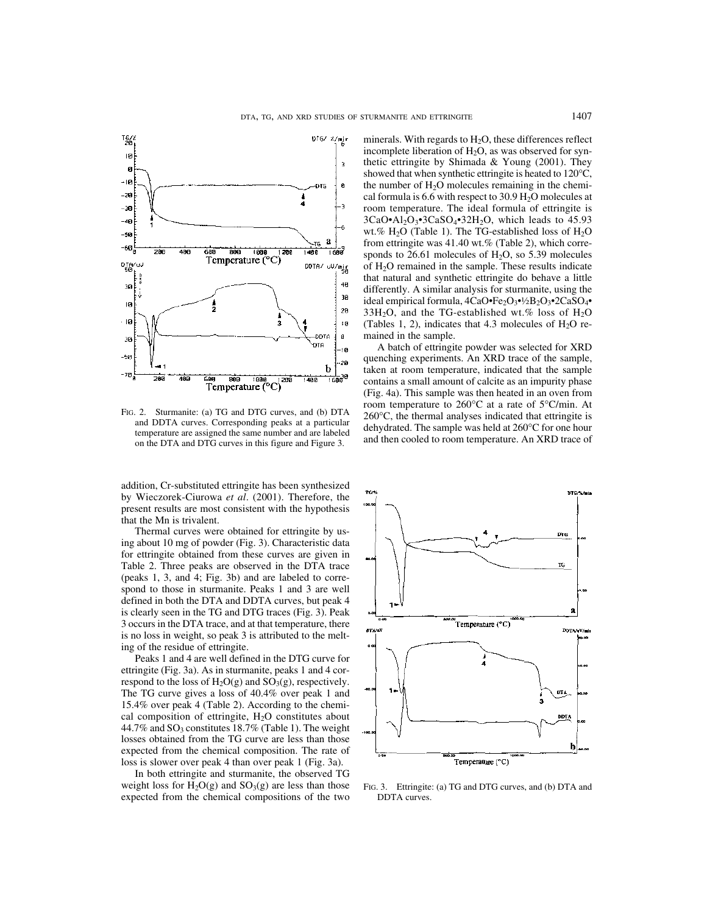FIG. 2. Sturmanite: (a) TG and DTG curves, and (b) DTA and DDTA curves. Corresponding peaks at a particular temperature are assigned the same number and are labeled on the DTA and DTG curves in this figure and Figure 3.

addition, Cr-substituted ettringite has been synthesized by Wieczorek-Ciurowa *et al*. (2001). Therefore, the present results are most consistent with the hypothesis that the Mn is trivalent.

Thermal curves were obtained for ettringite by using about 10 mg of powder (Fig. 3). Characteristic data for ettringite obtained from these curves are given in Table 2. Three peaks are observed in the DTA trace (peaks 1, 3, and 4; Fig. 3b) and are labeled to correspond to those in sturmanite. Peaks 1 and 3 are well defined in both the DTA and DDTA curves, but peak 4 is clearly seen in the TG and DTG traces (Fig. 3). Peak 3 occurs in the DTA trace, and at that temperature, there is no loss in weight, so peak 3 is attributed to the melting of the residue of ettringite.

Peaks 1 and 4 are well defined in the DTG curve for ettringite (Fig. 3a). As in sturmanite, peaks 1 and 4 correspond to the loss of $H_2O(g)$ and $SO_3(g)$, respectively. The TG curve gives a loss of 40.4% over peak 1 and 15.4% over peak 4 (Table 2). According to the chemical composition of ettringite, $H_2O$ constitutes about 44.7% and $SO_3$ constitutes 18.7% (Table 1). The weight losses obtained from the TG curve are less than those expected from the chemical composition. The rate of loss is slower over peak 4 than over peak 1 (Fig. 3a).

In both ettringite and sturmanite, the observed TG weight loss for $H_2O(g)$ and $SO_3(g)$ are less than those expected from the chemical compositions of the two minerals. With regards to $H_2O$, these differences reflect incomplete liberation of $H_2O$, as was observed for synthetic ettringite by Shimada & Young (2001). They showed that when synthetic ettringite is heated to 120°C, the number of $H_2O$ molecules remaining in the chemical formula is 6.6 with respect to 30.9 $H_2O$ molecules at room temperature. The ideal formula of ettringite is $3CaO{\bullet}Al_2O_3{\bullet}3CaSO_4{\bullet}32H_2O$, which leads to 45.93 wt.% $H_2O$ (Table 1). The TG-established loss of $H_2O$ from ettringite was 41.40 wt.% (Table 2), which corresponds to 26.61 molecules of $H_2O$, so 5.39 molecules of $H_2O$ remained in the sample. These results indicate that natural and synthetic ettringite do behave a little differently. A similar analysis for sturmanite, using the ideal empirical formula, $4CaO{\bullet}Fe_2O_3{\bullet}\frac{1}{2}B_2O_3{\bullet}2CaSO_4{\bullet}33H_2O$, and the TG-established wt.% loss of $H_2O$ (Tables 1, 2), indicates that 4.3 molecules of $H_2O$ remained in the sample.

A batch of ettringite powder was selected for XRD quenching experiments. An XRD trace of the sample, taken at room temperature, indicated that the sample contains a small amount of calcite as an impurity phase (Fig. 4a). This sample was then heated in an oven from room temperature to 260°C at a rate of 5°C/min. At 260°C, the thermal analyses indicated that ettringite is dehydrated. The sample was held at 260°C for one hour and then cooled to room temperature. An XRD trace of

FIG. 3. Ettringite: (a) TG and DTG curves, and (b) DTA and DDTA curves.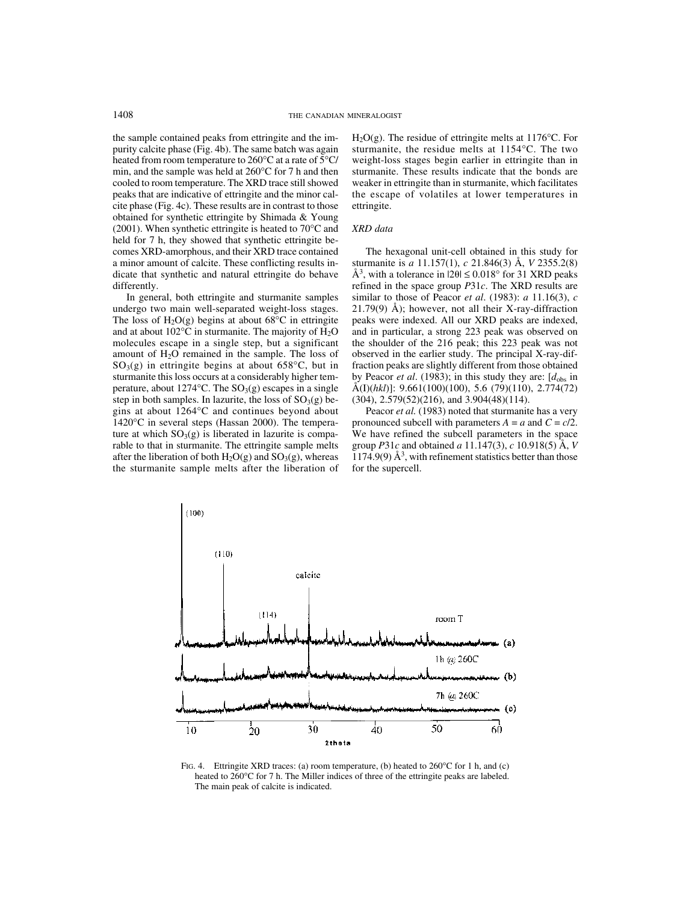the sample contained peaks from ettringite and the impurity calcite phase (Fig. 4b). The same batch was again heated from room temperature to 260°C at a rate of 5°C/min, and the sample was held at 260°C for 7 h and then cooled to room temperature. The XRD trace still showed peaks that are indicative of ettringite and the minor calcite phase (Fig. 4c). These results are in contrast to those obtained for synthetic ettringite by Shimada & Young (2001). When synthetic ettringite is heated to 70°C and held for 7 h, they showed that synthetic ettringite becomes XRD-amorphous, and their XRD trace contained a minor amount of calcite. These conflicting results indicate that synthetic and natural ettringite do behave differently.

In general, both ettringite and sturmanite samples undergo two main well-separated weight-loss stages. The loss of $H_2O(g)$ begins at about 68°C in ettringite and at about 102°C in sturmanite. The majority of $H_2O$ molecules escape in a single step, but a significant amount of $H_2O$ remained in the sample. The loss of $SO_3(g)$ in ettringite begins at about 658°C, but in sturmanite this loss occurs at a considerably higher temperature, about 1274°C. The $SO_3(g)$ escapes in a single step in both samples. In lazurite, the loss of $SO_3(g)$ begins at about 1264°C and continues beyond about 1420°C in several steps (Hassan 2000). The temperature at which $SO_3(g)$ is liberated in lazurite is comparable to that in sturmanite. The ettringite sample melts after the liberation of both $H_2O(g)$ and $SO_3(g)$, whereas the sturmanite sample melts after the liberation of $H_2O(g)$. The residue of ettringite melts at 1176°C. For sturmanite, the residue melts at 1154°C. The two weight-loss stages begin earlier in ettringite than in sturmanite. These results indicate that the bonds are weaker in ettringite than in sturmanite, which facilitates the escape of volatiles at lower temperatures in ettringite.

### *XRD data*

The hexagonal unit-cell obtained in this study for sturmanite is *a* 11.157(1), *c* 21.846(3) Å, *V* 2355.2(8) Å$^3$, with a tolerance in $|2\theta| \leq 0.018°$ for 31 XRD peaks refined in the space group *P*31*c*. The XRD results are similar to those of Peacor *et al*. (1983): *a* 11.16(3), *c* 21.79(9) Å); however, not all their X-ray-diffraction peaks were indexed. All our XRD peaks are indexed, and in particular, a strong 223 peak was observed on the shoulder of the 216 peak; this 223 peak was not observed in the earlier study. The principal X-ray-diffraction peaks are slightly different from those obtained by Peacor *et al*. (1983); in this study they are: [$d_{obs}$ in Å(I)(*hkl*)]: 9.661(100)(100), 5.6 (79)(110), 2.774(72)(304), 2.579(52)(216), and 3.904(48)(114).

Peacor *et al.* (1983) noted that sturmanite has a very pronounced subcell with parameters $A = a$ and $C = c/2$. We have refined the subcell parameters in the space group *P*31*c* and obtained *a* 11.147(3), *c* 10.918(5) Å, *V* 1174.9(9) Å$^3$, with refinement statistics better than those for the supercell.

FIG. 4. Ettringite XRD traces: (a) room temperature, (b) heated to 260°C for 1 h, and (c) heated to 260°C for 7 h. The Miller indices of three of the ettringite peaks are labeled. The main peak of calcite is indicated.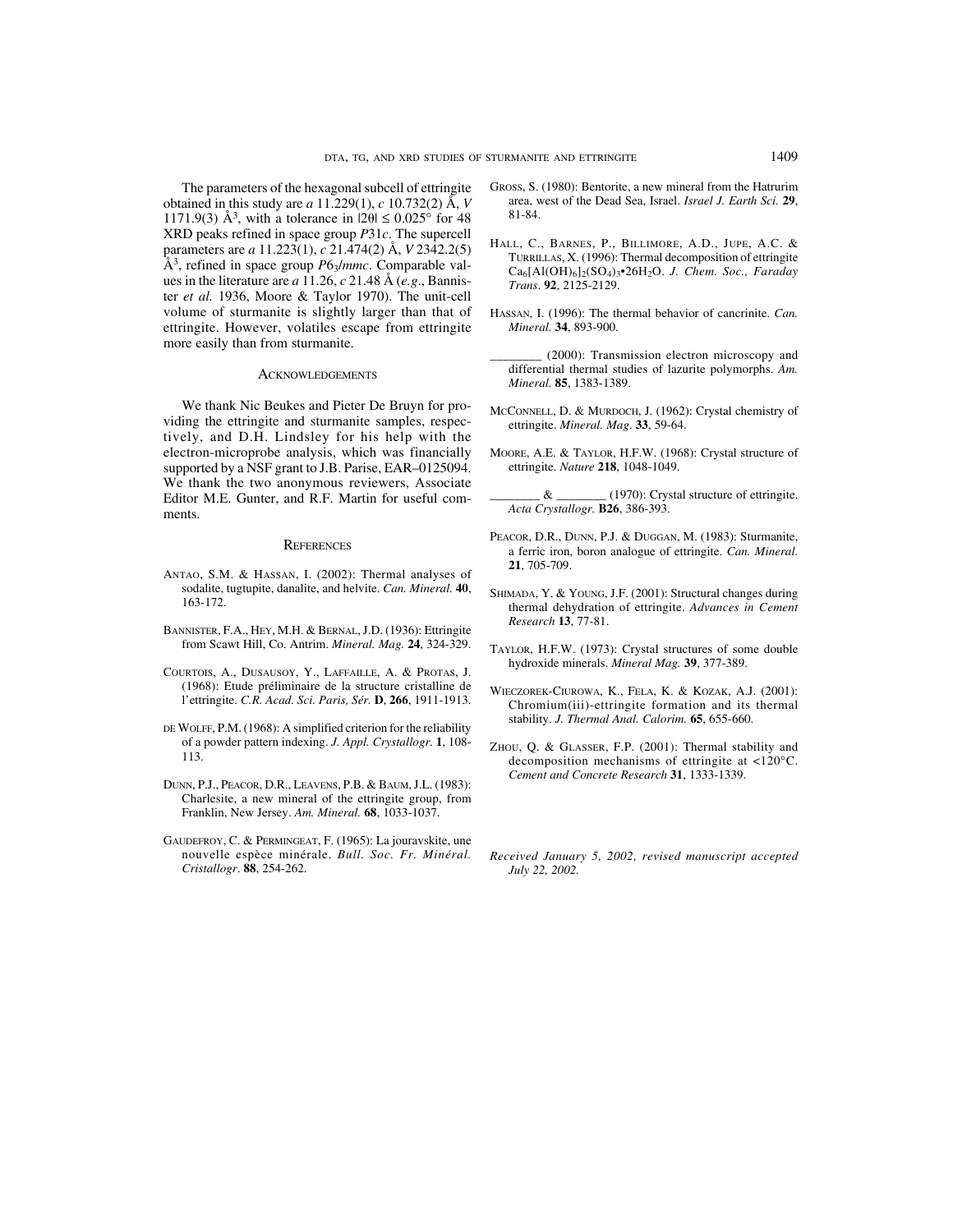The parameters of the hexagonal subcell of ettringite obtained in this study are *a* 11.229(1), *c* 10.732(2) Å, *V* 1171.9(3) Å$^3$, with a tolerance in $|2\theta| \leq 0.025°$ for 48 XRD peaks refined in space group *P*31*c*. The supercell parameters are *a* 11.223(1), *c* 21.474(2) Å, *V* 2342.2(5) Å$^3$, refined in space group $P6_3/mmc$. Comparable values in the literature are *a* 11.26, *c* 21.48 Å (*e.g.*, Bannister *et al.* 1936, Moore & Taylor 1970). The unit-cell volume of sturmanite is slightly larger than that of ettringite. However, volatiles escape from ettringite more easily than from sturmanite.

## Acknowledgements

We thank Nic Beukes and Pieter De Bruyn for providing the ettringite and sturmanite samples, respectively, and D.H. Lindsley for his help with the electron-microprobe analysis, which was financially supported by a NSF grant to J.B. Parise, EAR–0125094. We thank the two anonymous reviewers, Associate Editor M.E. Gunter, and R.F. Martin for useful comments.

## References

Antao, S.M. & Hassan, I. (2002): Thermal analyses of sodalite, tugtupite, danalite, and helvite. *Can. Mineral.* **40**, 163-172.

Bannister, F.A., Hey, M.H. & Bernal, J.D. (1936): Ettringite from Scawt Hill, Co. Antrim. *Mineral. Mag.* **24**, 324-329.

Courtois, A., Dusausoy, Y., Laffaille, A. & Protas, J. (1968): Etude préliminaire de la structure cristalline de l'ettringite. *C.R. Acad. Sci. Paris, Sér.* **D**, **266**, 1911-1913.

de Wolff, P.M. (1968): A simplified criterion for the reliability of a powder pattern indexing. *J. Appl. Crystallogr.* **1**, 108-113.

Dunn, P.J., Peacor, D.R., Leavens, P.B. & Baum, J.L. (1983): Charlesite, a new mineral of the ettringite group, from Franklin, New Jersey. *Am. Mineral.* **68**, 1033-1037.

Gaudefroy, C. & Permingeat, F. (1965): La jouravskite, une nouvelle espèce minérale. *Bull. Soc. Fr. Minéral. Cristallogr.* **88**, 254-262.

Gross, S. (1980): Bentorite, a new mineral from the Hatrurim area, west of the Dead Sea, Israel. *Israel J. Earth Sci.* **29**, 81-84.

Hall, C., Barnes, P., Billimore, A.D., Jupe, A.C. & Turrillas, X. (1996): Thermal decomposition of ettringite $Ca_6[Al(OH)_6]_2(SO_4)_3$•$26H_2O$. *J. Chem. Soc., Faraday Trans.* **92**, 2125-2129.

Hassan, I. (1996): The thermal behavior of cancrinite. *Can. Mineral.* **34**, 893-900.

________ (2000): Transmission electron microscopy and differential thermal studies of lazurite polymorphs. *Am. Mineral.* **85**, 1383-1389.

McConnell, D. & Murdoch, J. (1962): Crystal chemistry of ettringite. *Mineral. Mag.* **33**, 59-64.

Moore, A.E. & Taylor, H.F.W. (1968): Crystal structure of ettringite. *Nature* **218**, 1048-1049.

________ & ________ (1970): Crystal structure of ettringite. *Acta Crystallogr.* **B26**, 386-393.

Peacor, D.R., Dunn, P.J. & Duggan, M. (1983): Sturmanite, a ferric iron, boron analogue of ettringite. *Can. Mineral.* **21**, 705-709.

Shimada, Y. & Young, J.F. (2001): Structural changes during thermal dehydration of ettringite. *Advances in Cement Research* **13**, 77-81.

Taylor, H.F.W. (1973): Crystal structures of some double hydroxide minerals. *Mineral Mag.* **39**, 377-389.

Wieczorek-Ciurowa, K., Fela, K. & Kozak, A.J. (2001): Chromium(iii)-ettringite formation and its thermal stability. *J. Thermal Anal. Calorim.* **65**, 655-660.

Zhou, Q. & Glasser, F.P. (2001): Thermal stability and decomposition mechanisms of ettringite at <120°C. *Cement and Concrete Research* **31**, 1333-1339.

*Received January 5, 2002, revised manuscript accepted July 22, 2002.*